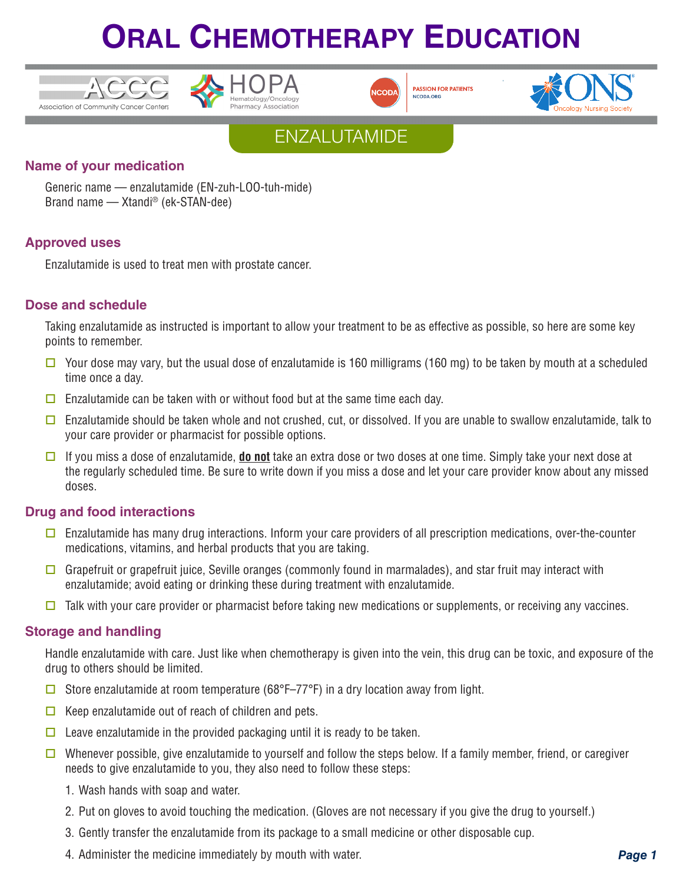# ORAL CHEMOTHERAPY EDUCATION

## ENZALUTAMIDE

### Name of your medication

Generic name — enzalutamide (EN-zuh-LOO-tuh-mide)
Brand name — Xtandi® (ek-STAN-dee)

### Approved uses

Enzalutamide is used to treat men with prostate cancer.

### Dose and schedule

Taking enzalutamide as instructed is important to allow your treatment to be as effective as possible, so here are some key points to remember.

- ☐ Your dose may vary, but the usual dose of enzalutamide is 160 milligrams (160 mg) to be taken by mouth at a scheduled time once a day.
- ☐ Enzalutamide can be taken with or without food but at the same time each day.
- ☐ Enzalutamide should be taken whole and not crushed, cut, or dissolved. If you are unable to swallow enzalutamide, talk to your care provider or pharmacist for possible options.
- ☐ If you miss a dose of enzalutamide, **do not** take an extra dose or two doses at one time. Simply take your next dose at the regularly scheduled time. Be sure to write down if you miss a dose and let your care provider know about any missed doses.

### Drug and food interactions

- ☐ Enzalutamide has many drug interactions. Inform your care providers of all prescription medications, over-the-counter medications, vitamins, and herbal products that you are taking.
- ☐ Grapefruit or grapefruit juice, Seville oranges (commonly found in marmalades), and star fruit may interact with enzalutamide; avoid eating or drinking these during treatment with enzalutamide.
- ☐ Talk with your care provider or pharmacist before taking new medications or supplements, or receiving any vaccines.

### Storage and handling

Handle enzalutamide with care. Just like when chemotherapy is given into the vein, this drug can be toxic, and exposure of the drug to others should be limited.

- ☐ Store enzalutamide at room temperature (68°F–77°F) in a dry location away from light.
- ☐ Keep enzalutamide out of reach of children and pets.
- ☐ Leave enzalutamide in the provided packaging until it is ready to be taken.
- ☐ Whenever possible, give enzalutamide to yourself and follow the steps below. If a family member, friend, or caregiver needs to give enzalutamide to you, they also need to follow these steps:
  1. Wash hands with soap and water.
  2. Put on gloves to avoid touching the medication. (Gloves are not necessary if you give the drug to yourself.)
  3. Gently transfer the enzalutamide from its package to a small medicine or other disposable cup.
  4. Administer the medicine immediately by mouth with water.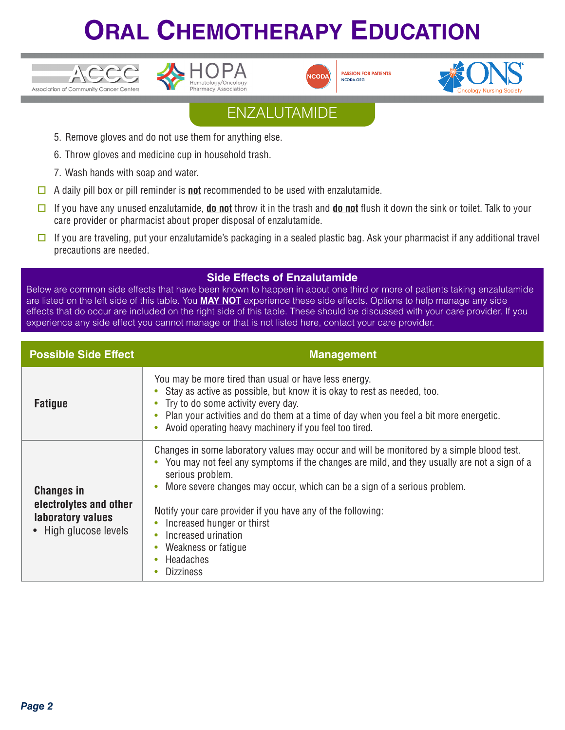## ENZALUTAMIDE

5. Remove gloves and do not use them for anything else.
6. Throw gloves and medicine cup in household trash.
7. Wash hands with soap and water.

- ☐ A daily pill box or pill reminder is **not** recommended to be used with enzalutamide.
- ☐ If you have any unused enzalutamide, **do not** throw it in the trash and **do not** flush it down the sink or toilet. Talk to your care provider or pharmacist about proper disposal of enzalutamide.
- ☐ If you are traveling, put your enzalutamide's packaging in a sealed plastic bag. Ask your pharmacist if any additional travel precautions are needed.

### Side Effects of Enzalutamide

Below are common side effects that have been known to happen in about one third or more of patients taking enzalutamide are listed on the left side of this table. You **MAY NOT** experience these side effects. Options to help manage any side effects that do occur are included on the right side of this table. These should be discussed with your care provider. If you experience any side effect you cannot manage or that is not listed here, contact your care provider.

| Possible Side Effect | Management |
|---|---|
| **Fatigue** | You may be more tired than usual or have less energy.<br>• Stay as active as possible, but know it is okay to rest as needed, too.<br>• Try to do some activity every day.<br>• Plan your activities and do them at a time of day when you feel a bit more energetic.<br>• Avoid operating heavy machinery if you feel too tired. |
| **Changes in electrolytes and other laboratory values**<br>• High glucose levels | Changes in some laboratory values may occur and will be monitored by a simple blood test.<br>• You may not feel any symptoms if the changes are mild, and they usually are not a sign of a serious problem.<br>• More severe changes may occur, which can be a sign of a serious problem.<br><br>Notify your care provider if you have any of the following:<br>• Increased hunger or thirst<br>• Increased urination<br>• Weakness or fatigue<br>• Headaches<br>• Dizziness |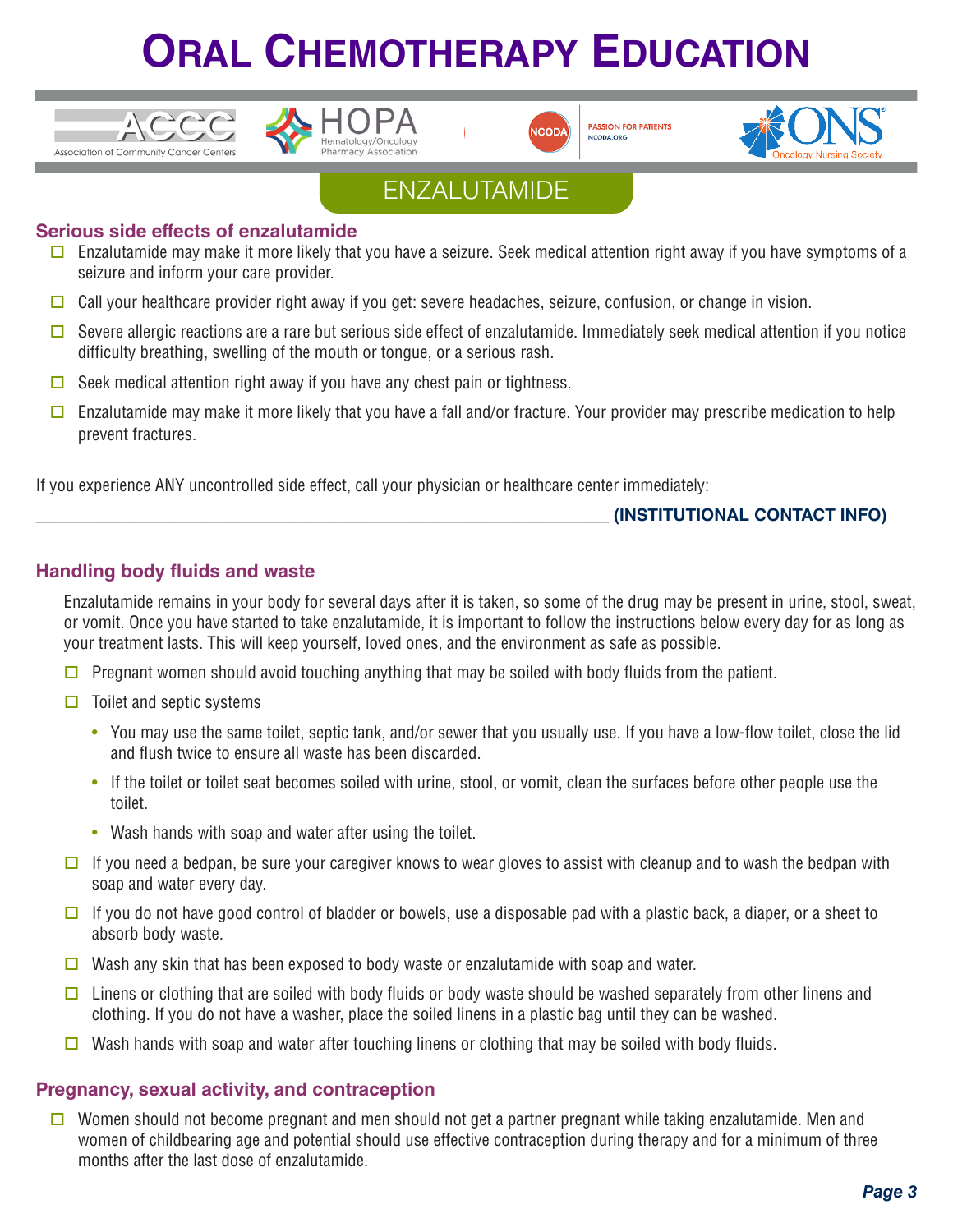# ORAL CHEMOTHERAPY EDUCATION

## ENZALUTAMIDE

### Serious side effects of enzalutamide

- ☐ Enzalutamide may make it more likely that you have a seizure. Seek medical attention right away if you have symptoms of a seizure and inform your care provider.
- ☐ Call your healthcare provider right away if you get: severe headaches, seizure, confusion, or change in vision.
- ☐ Severe allergic reactions are a rare but serious side effect of enzalutamide. Immediately seek medical attention if you notice difficulty breathing, swelling of the mouth or tongue, or a serious rash.
- ☐ Seek medical attention right away if you have any chest pain or tightness.
- ☐ Enzalutamide may make it more likely that you have a fall and/or fracture. Your provider may prescribe medication to help prevent fractures.

If you experience ANY uncontrolled side effect, call your physician or healthcare center immediately:

_______________________________________________ **(INSTITUTIONAL CONTACT INFO)**

### Handling body fluids and waste

Enzalutamide remains in your body for several days after it is taken, so some of the drug may be present in urine, stool, sweat, or vomit. Once you have started to take enzalutamide, it is important to follow the instructions below every day for as long as your treatment lasts. This will keep yourself, loved ones, and the environment as safe as possible.

- ☐ Pregnant women should avoid touching anything that may be soiled with body fluids from the patient.
- ☐ Toilet and septic systems
  - You may use the same toilet, septic tank, and/or sewer that you usually use. If you have a low-flow toilet, close the lid and flush twice to ensure all waste has been discarded.
  - If the toilet or toilet seat becomes soiled with urine, stool, or vomit, clean the surfaces before other people use the toilet.
  - Wash hands with soap and water after using the toilet.
- ☐ If you need a bedpan, be sure your caregiver knows to wear gloves to assist with cleanup and to wash the bedpan with soap and water every day.
- ☐ If you do not have good control of bladder or bowels, use a disposable pad with a plastic back, a diaper, or a sheet to absorb body waste.
- ☐ Wash any skin that has been exposed to body waste or enzalutamide with soap and water.
- ☐ Linens or clothing that are soiled with body fluids or body waste should be washed separately from other linens and clothing. If you do not have a washer, place the soiled linens in a plastic bag until they can be washed.
- ☐ Wash hands with soap and water after touching linens or clothing that may be soiled with body fluids.

### Pregnancy, sexual activity, and contraception

- ☐ Women should not become pregnant and men should not get a partner pregnant while taking enzalutamide. Men and women of childbearing age and potential should use effective contraception during therapy and for a minimum of three months after the last dose of enzalutamide.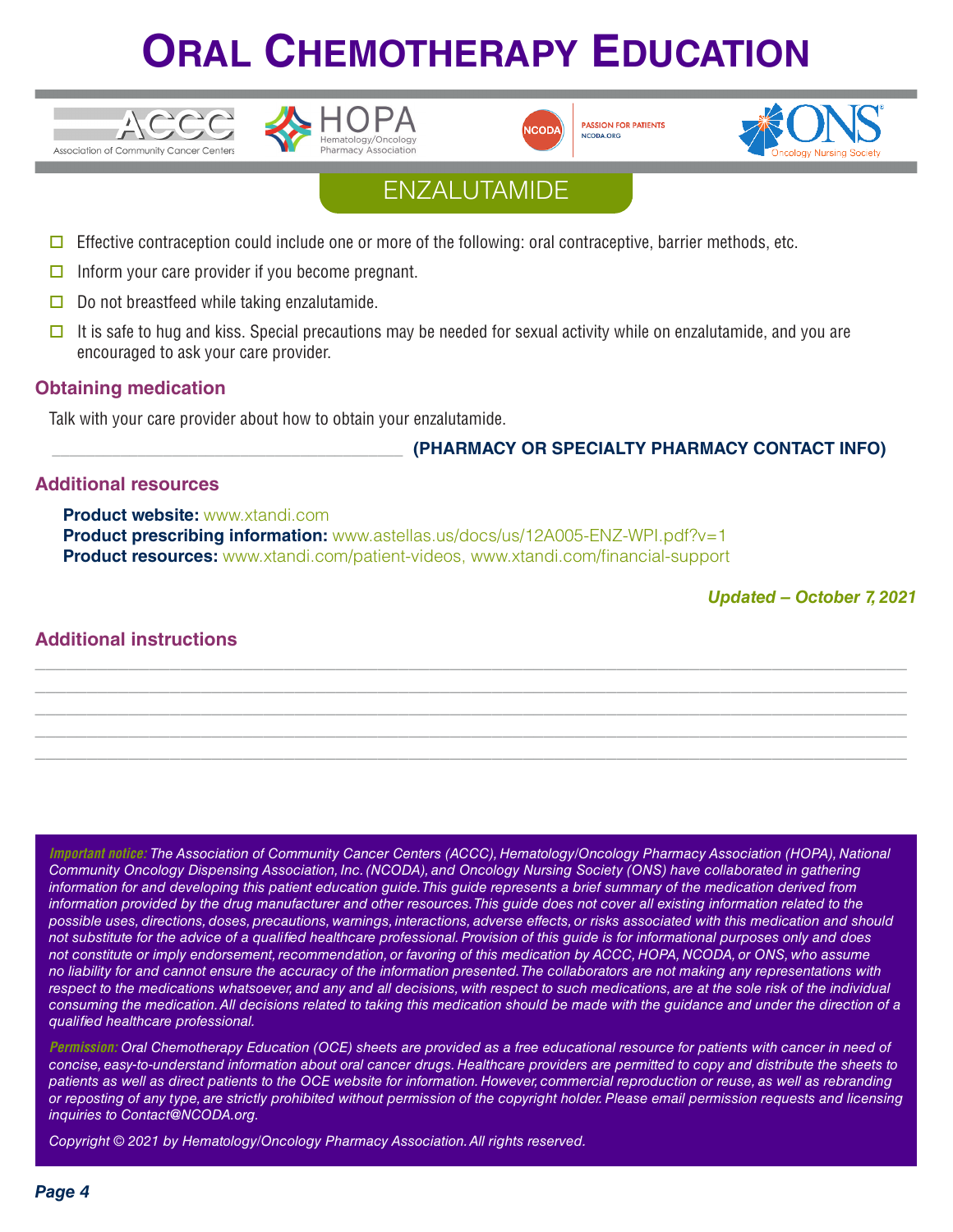# Oral Chemotherapy Education

## ENZALUTAMIDE

- ☐ Effective contraception could include one or more of the following: oral contraceptive, barrier methods, etc.
- ☐ Inform your care provider if you become pregnant.
- ☐ Do not breastfeed while taking enzalutamide.
- ☐ It is safe to hug and kiss. Special precautions may be needed for sexual activity while on enzalutamide, and you are encouraged to ask your care provider.

### Obtaining medication

Talk with your care provider about how to obtain your enzalutamide.

_______________________________________ **(PHARMACY OR SPECIALTY PHARMACY CONTACT INFO)**

### Additional resources

**Product website:** www.xtandi.com
**Product prescribing information:** www.astellas.us/docs/us/12A005-ENZ-WPI.pdf?v=1
**Product resources:** www.xtandi.com/patient-videos, www.xtandi.com/financial-support

***Updated – October 7, 2021***

### Additional instructions

_______________________________________________________________________________
_______________________________________________________________________________
_______________________________________________________________________________
_______________________________________________________________________________
_______________________________________________________________________________

*Important notice: The Association of Community Cancer Centers (ACCC), Hematology/Oncology Pharmacy Association (HOPA), National Community Oncology Dispensing Association, Inc. (NCODA), and Oncology Nursing Society (ONS) have collaborated in gathering information for and developing this patient education guide. This guide represents a brief summary of the medication derived from information provided by the drug manufacturer and other resources. This guide does not cover all existing information related to the possible uses, directions, doses, precautions, warnings, interactions, adverse effects, or risks associated with this medication and should not substitute for the advice of a qualified healthcare professional. Provision of this guide is for informational purposes only and does not constitute or imply endorsement, recommendation, or favoring of this medication by ACCC, HOPA, NCODA, or ONS, who assume no liability for and cannot ensure the accuracy of the information presented. The collaborators are not making any representations with respect to the medications whatsoever, and any and all decisions, with respect to such medications, are at the sole risk of the individual consuming the medication. All decisions related to taking this medication should be made with the guidance and under the direction of a qualified healthcare professional.*

*Permission: Oral Chemotherapy Education (OCE) sheets are provided as a free educational resource for patients with cancer in need of concise, easy-to-understand information about oral cancer drugs. Healthcare providers are permitted to copy and distribute the sheets to patients as well as direct patients to the OCE website for information. However, commercial reproduction or reuse, as well as rebranding or reposting of any type, are strictly prohibited without permission of the copyright holder. Please email permission requests and licensing inquiries to Contact@NCODA.org.*

*Copyright © 2021 by Hematology/Oncology Pharmacy Association. All rights reserved.*